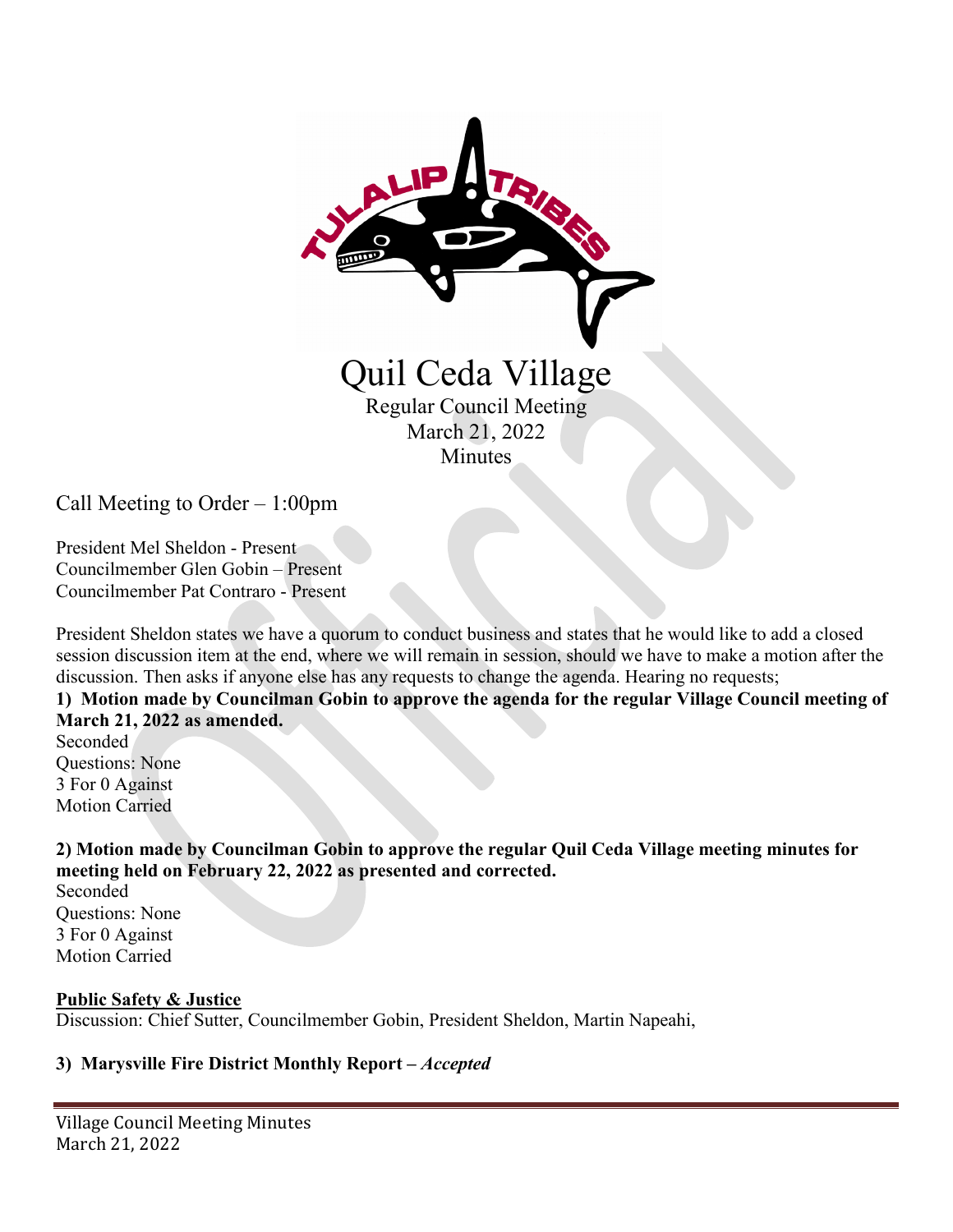# Quil Ceda Village

Regular Council Meeting
March 21, 2022
Minutes

Call Meeting to Order – 1:00pm

President Mel Sheldon - Present
Councilmember Glen Gobin – Present
Councilmember Pat Contraro - Present

President Sheldon states we have a quorum to conduct business and states that he would like to add a closed session discussion item at the end, where we will remain in session, should we have to make a motion after the discussion. Then asks if anyone else has any requests to change the agenda. Hearing no requests;

**1) Motion made by Councilman Gobin to approve the agenda for the regular Village Council meeting of March 21, 2022 as amended.**

Seconded
Questions: None
3 For 0 Against
Motion Carried

**2) Motion made by Councilman Gobin to approve the regular Quil Ceda Village meeting minutes for meeting held on February 22, 2022 as presented and corrected.**

Seconded
Questions: None
3 For 0 Against
Motion Carried

**<u>Public Safety & Justice</u>**

Discussion: Chief Sutter, Councilmember Gobin, President Sheldon, Martin Napeahi,

**3) Marysville Fire District Monthly Report –** ***Accepted***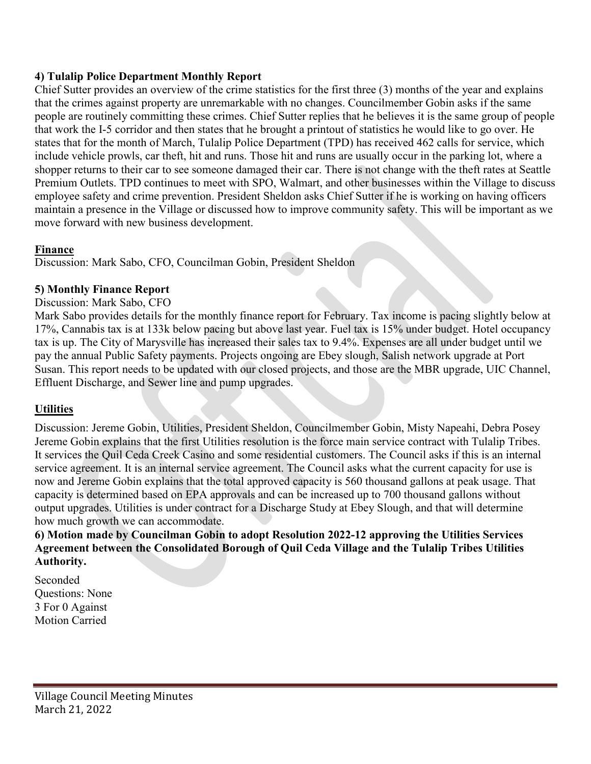**4) Tulalip Police Department Monthly Report**

Chief Sutter provides an overview of the crime statistics for the first three (3) months of the year and explains that the crimes against property are unremarkable with no changes. Councilmember Gobin asks if the same people are routinely committing these crimes. Chief Sutter replies that he believes it is the same group of people that work the I-5 corridor and then states that he brought a printout of statistics he would like to go over. He states that for the month of March, Tulalip Police Department (TPD) has received 462 calls for service, which include vehicle prowls, car theft, hit and runs. Those hit and runs are usually occur in the parking lot, where a shopper returns to their car to see someone damaged their car. There is not change with the theft rates at Seattle Premium Outlets. TPD continues to meet with SPO, Walmart, and other businesses within the Village to discuss employee safety and crime prevention. President Sheldon asks Chief Sutter if he is working on having officers maintain a presence in the Village or discussed how to improve community safety. This will be important as we move forward with new business development.

**Finance**

Discussion: Mark Sabo, CFO, Councilman Gobin, President Sheldon

**5) Monthly Finance Report**

Discussion: Mark Sabo, CFO

Mark Sabo provides details for the monthly finance report for February. Tax income is pacing slightly below at 17%, Cannabis tax is at 133k below pacing but above last year. Fuel tax is 15% under budget. Hotel occupancy tax is up. The City of Marysville has increased their sales tax to 9.4%. Expenses are all under budget until we pay the annual Public Safety payments. Projects ongoing are Ebey slough, Salish network upgrade at Port Susan. This report needs to be updated with our closed projects, and those are the MBR upgrade, UIC Channel, Effluent Discharge, and Sewer line and pump upgrades.

**Utilities**

Discussion: Jereme Gobin, Utilities, President Sheldon, Councilmember Gobin, Misty Napeahi, Debra Posey

Jereme Gobin explains that the first Utilities resolution is the force main service contract with Tulalip Tribes. It services the Quil Ceda Creek Casino and some residential customers. The Council asks if this is an internal service agreement. It is an internal service agreement. The Council asks what the current capacity for use is now and Jereme Gobin explains that the total approved capacity is 560 thousand gallons at peak usage. That capacity is determined based on EPA approvals and can be increased up to 700 thousand gallons without output upgrades. Utilities is under contract for a Discharge Study at Ebey Slough, and that will determine how much growth we can accommodate.

**6) Motion made by Councilman Gobin to adopt Resolution 2022-12 approving the Utilities Services Agreement between the Consolidated Borough of Quil Ceda Village and the Tulalip Tribes Utilities Authority.**

Seconded
Questions: None
3 For 0 Against
Motion Carried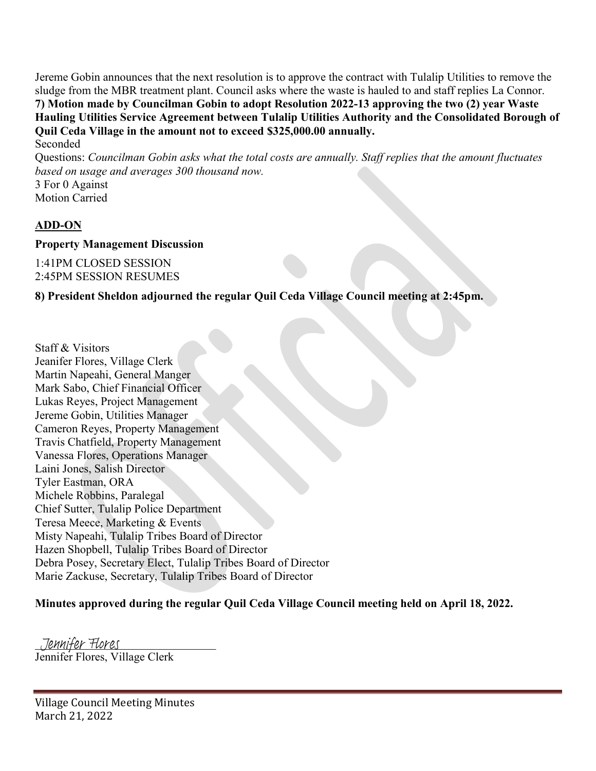Jereme Gobin announces that the next resolution is to approve the contract with Tulalip Utilities to remove the sludge from the MBR treatment plant. Council asks where the waste is hauled to and staff replies La Connor.

**7) Motion made by Councilman Gobin to adopt Resolution 2022-13 approving the two (2) year Waste Hauling Utilities Service Agreement between Tulalip Utilities Authority and the Consolidated Borough of Quil Ceda Village in the amount not to exceed $325,000.00 annually.**

Seconded

Questions: *Councilman Gobin asks what the total costs are annually. Staff replies that the amount fluctuates based on usage and averages 300 thousand now.*

3 For 0 Against

Motion Carried

**ADD-ON**

**Property Management Discussion**

1:41PM CLOSED SESSION
2:45PM SESSION RESUMES

**8) President Sheldon adjourned the regular Quil Ceda Village Council meeting at 2:45pm.**

Staff & Visitors
Jeanifer Flores, Village Clerk
Martin Napeahi, General Manger
Mark Sabo, Chief Financial Officer
Lukas Reyes, Project Management
Jereme Gobin, Utilities Manager
Cameron Reyes, Property Management
Travis Chatfield, Property Management
Vanessa Flores, Operations Manager
Laini Jones, Salish Director
Tyler Eastman, ORA
Michele Robbins, Paralegal
Chief Sutter, Tulalip Police Department
Teresa Meece, Marketing & Events
Misty Napeahi, Tulalip Tribes Board of Director
Hazen Shopbell, Tulalip Tribes Board of Director
Debra Posey, Secretary Elect, Tulalip Tribes Board of Director
Marie Zackuse, Secretary, Tulalip Tribes Board of Director

**Minutes approved during the regular Quil Ceda Village Council meeting held on April 18, 2022.**

Jennifer Flores
Jennifer Flores, Village Clerk

Village Council Meeting Minutes
March 21, 2022